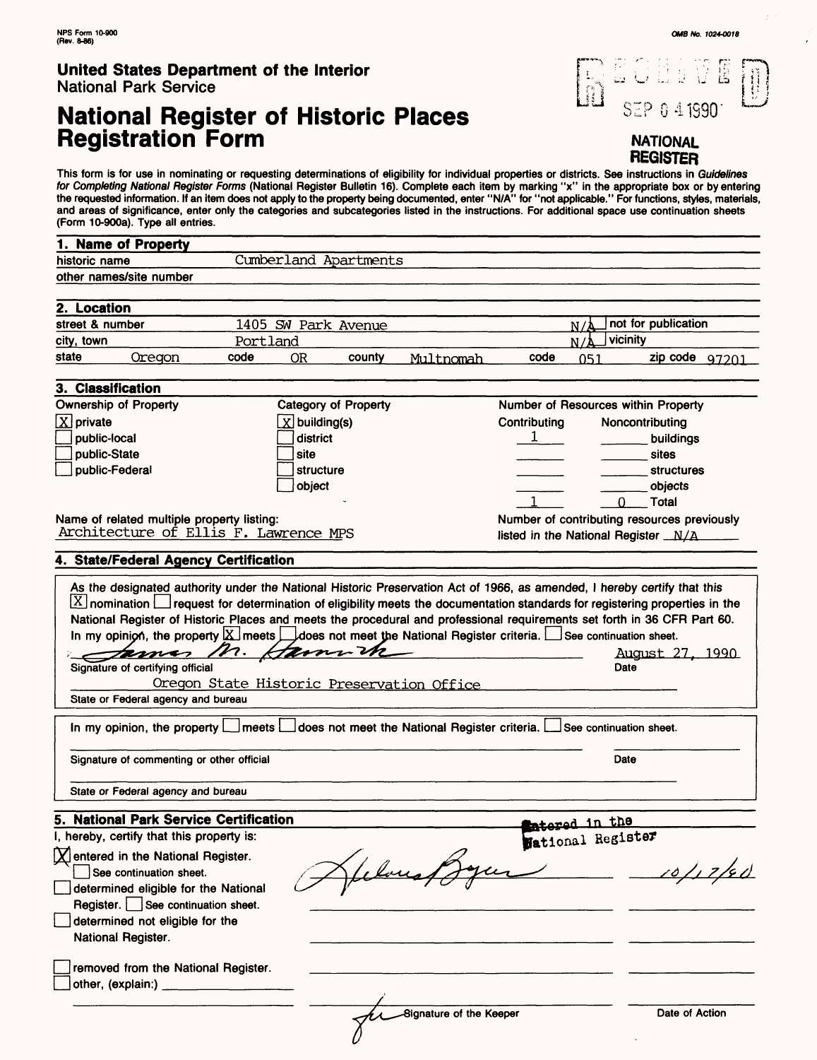NPS Form 10-900
(Rev. 8-86)

OMB No. 1024-0018

**United States Department of the Interior**
National Park Service

# National Register of Historic Places Registration Form

RECEIVED
SEP 04 1990
**NATIONAL REGISTER**

This form is for use in nominating or requesting determinations of eligibility for individual properties or districts. See instructions in *Guidelines for Completing National Register Forms* (National Register Bulletin 16). Complete each item by marking "x" in the appropriate box or by entering the requested information. If an item does not apply to the property being documented, enter "N/A" for "not applicable." For functions, styles, materials, and areas of significance, enter only the categories and subcategories listed in the instructions. For additional space use continuation sheets (Form 10-900a). Type all entries.

## 1. Name of Property

historic name: Cumberland Apartments

other names/site number:

## 2. Location

street & number: 1405 SW Park Avenue — N/A not for publication

city, town: Portland — N/A vicinity

state: Oregon — code: OR — county: Multnomah — code: 051 — zip code: 97201

## 3. Classification

**Ownership of Property**
- [X] private
- [ ] public-local
- [ ] public-State
- [ ] public-Federal

**Category of Property**
- [X] building(s)
- [ ] district
- [ ] site
- [ ] structure
- [ ] object

**Number of Resources within Property**

| Contributing | Noncontributing | |
|---|---|---|
| 1 | | buildings |
| | | sites |
| | | structures |
| | | objects |
| 1 | 0 | Total |

Name of related multiple property listing: Architecture of Ellis F. Lawrence MPS

Number of contributing resources previously listed in the National Register: N/A

## 4. State/Federal Agency Certification

As the designated authority under the National Historic Preservation Act of 1966, as amended, I hereby certify that this [X] nomination [ ] request for determination of eligibility meets the documentation standards for registering properties in the National Register of Historic Places and meets the procedural and professional requirements set forth in 36 CFR Part 60. In my opinion, the property [X] meets [ ] does not meet the National Register criteria. [ ] See continuation sheet.

James M. Hamrick — August 27, 1990

Signature of certifying official — Date

Oregon State Historic Preservation Office

State or Federal agency and bureau

In my opinion, the property [ ] meets [ ] does not meet the National Register criteria. [ ] See continuation sheet.

Signature of commenting or other official — Date

State or Federal agency and bureau

## 5. National Park Service Certification

I, hereby, certify that this property is:

- [X] entered in the National Register. [ ] See continuation sheet.
- [ ] determined eligible for the National Register. [ ] See continuation sheet.
- [ ] determined not eligible for the National Register.
- [ ] removed from the National Register.
- [ ] other, (explain:)

Entered in the National Register

Helene Boyer — 10/17/90

Signature of the Keeper — Date of Action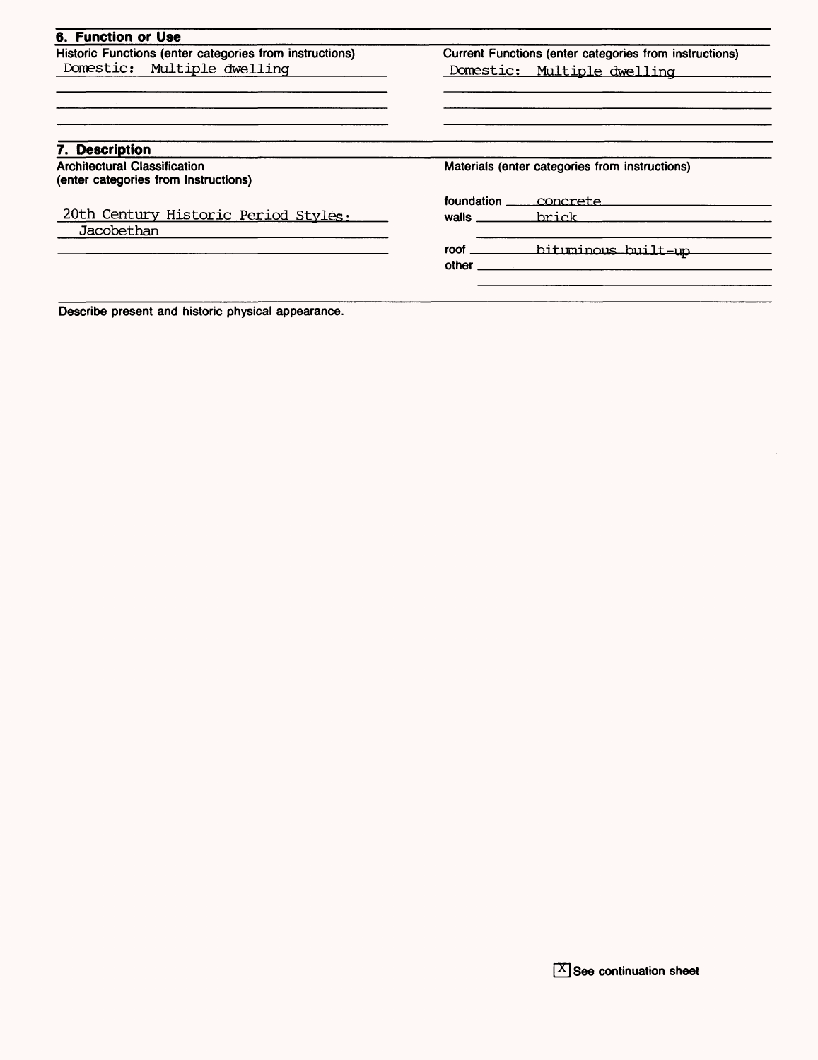## 6. Function or Use

| Historic Functions (enter categories from instructions) | Current Functions (enter categories from instructions) |
|---|---|
| Domestic: Multiple dwelling | Domestic: Multiple dwelling |

## 7. Description

| Architectural Classification (enter categories from instructions) | Materials (enter categories from instructions) |
|---|---|
| 20th Century Historic Period Styles: Jacobethan | foundation: concrete |
| | walls: brick |
| | roof: bituminous built-up |
| | other: |

Describe present and historic physical appearance.

[X] See continuation sheet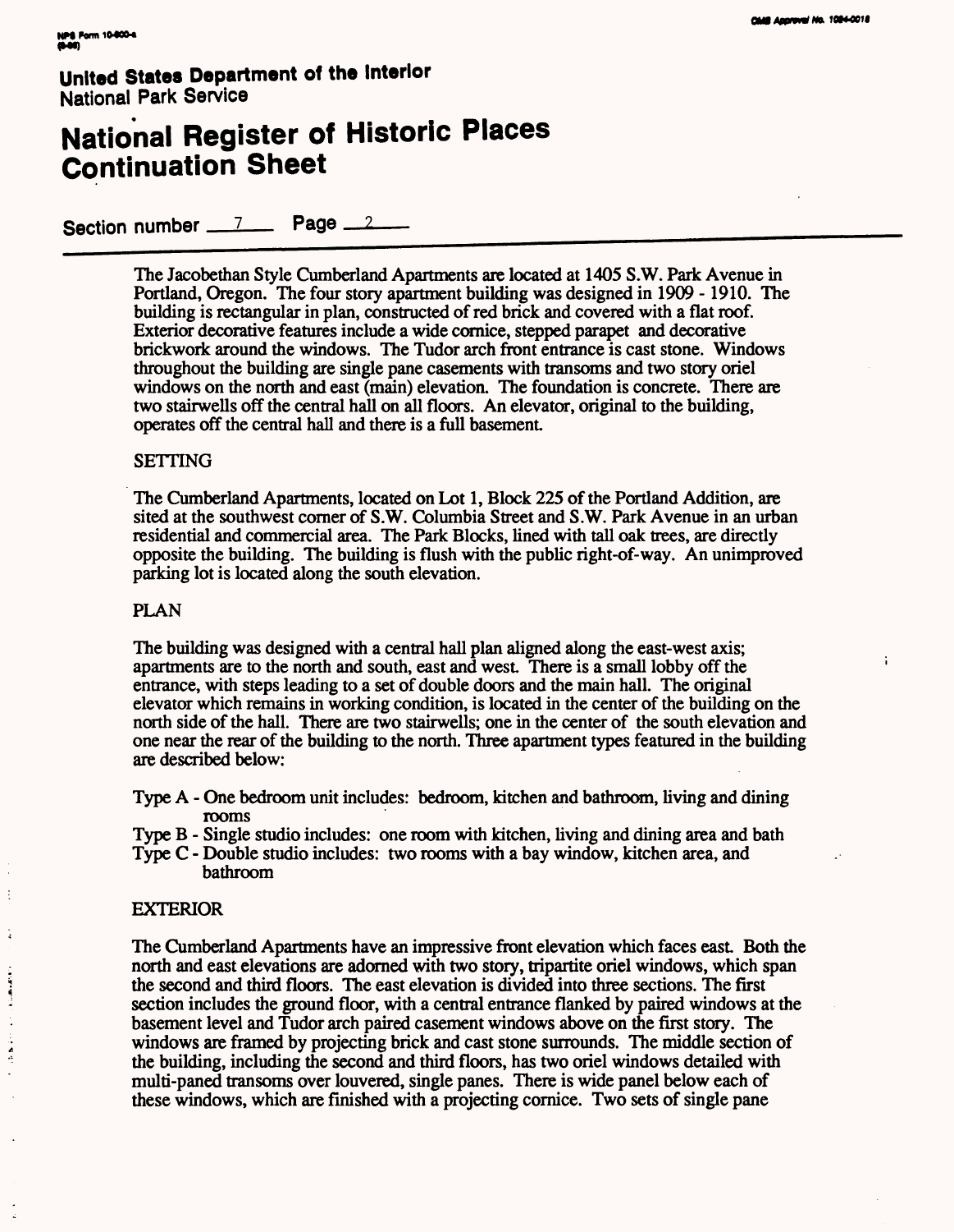NPS Form 10-900-a

**United States Department of the Interior**
National Park Service

# National Register of Historic Places Continuation Sheet

Section number 7 Page 2

The Jacobethan Style Cumberland Apartments are located at 1405 S.W. Park Avenue in Portland, Oregon. The four story apartment building was designed in 1909 - 1910. The building is rectangular in plan, constructed of red brick and covered with a flat roof. Exterior decorative features include a wide cornice, stepped parapet and decorative brickwork around the windows. The Tudor arch front entrance is cast stone. Windows throughout the building are single pane casements with transoms and two story oriel windows on the north and east (main) elevation. The foundation is concrete. There are two stairwells off the central hall on all floors. An elevator, original to the building, operates off the central hall and there is a full basement.

## SETTING

The Cumberland Apartments, located on Lot 1, Block 225 of the Portland Addition, are sited at the southwest corner of S.W. Columbia Street and S.W. Park Avenue in an urban residential and commercial area. The Park Blocks, lined with tall oak trees, are directly opposite the building. The building is flush with the public right-of-way. An unimproved parking lot is located along the south elevation.

## PLAN

The building was designed with a central hall plan aligned along the east-west axis; apartments are to the north and south, east and west. There is a small lobby off the entrance, with steps leading to a set of double doors and the main hall. The original elevator which remains in working condition, is located in the center of the building on the north side of the hall. There are two stairwells; one in the center of the south elevation and one near the rear of the building to the north. Three apartment types featured in the building are described below:

Type A - One bedroom unit includes: bedroom, kitchen and bathroom, living and dining rooms
Type B - Single studio includes: one room with kitchen, living and dining area and bath
Type C - Double studio includes: two rooms with a bay window, kitchen area, and bathroom

## EXTERIOR

The Cumberland Apartments have an impressive front elevation which faces east. Both the north and east elevations are adorned with two story, tripartite oriel windows, which span the second and third floors. The east elevation is divided into three sections. The first section includes the ground floor, with a central entrance flanked by paired windows at the basement level and Tudor arch paired casement windows above on the first story. The windows are framed by projecting brick and cast stone surrounds. The middle section of the building, including the second and third floors, has two oriel windows detailed with multi-paned transoms over louvered, single panes. There is wide panel below each of these windows, which are finished with a projecting cornice. Two sets of single pane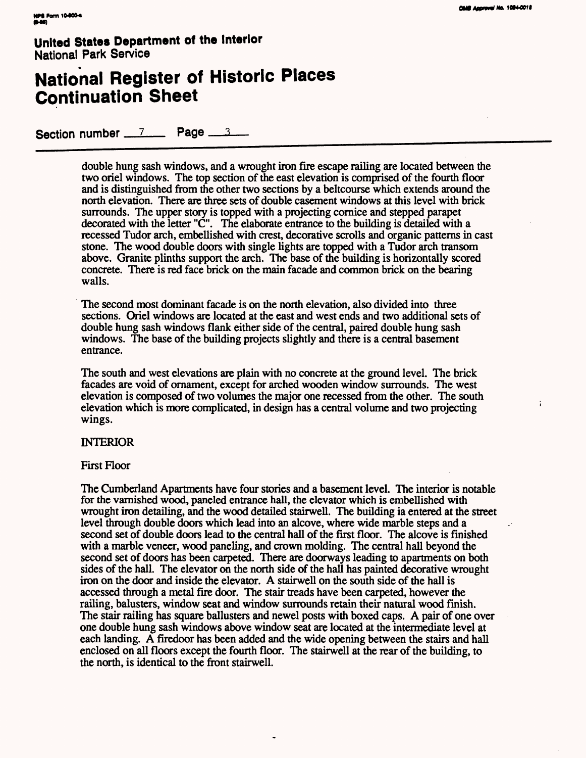**United States Department of the Interior**
National Park Service

# National Register of Historic Places Continuation Sheet

Section number 7 Page 3

double hung sash windows, and a wrought iron fire escape railing are located between the two oriel windows. The top section of the east elevation is comprised of the fourth floor and is distinguished from the other two sections by a beltcourse which extends around the north elevation. There are three sets of double casement windows at this level with brick surrounds. The upper story is topped with a projecting cornice and stepped parapet decorated with the letter "C". The elaborate entrance to the building is detailed with a recessed Tudor arch, embellished with crest, decorative scrolls and organic patterns in cast stone. The wood double doors with single lights are topped with a Tudor arch transom above. Granite plinths support the arch. The base of the building is horizontally scored concrete. There is red face brick on the main facade and common brick on the bearing walls.

The second most dominant facade is on the north elevation, also divided into three sections. Oriel windows are located at the east and west ends and two additional sets of double hung sash windows flank either side of the central, paired double hung sash windows. The base of the building projects slightly and there is a central basement entrance.

The south and west elevations are plain with no concrete at the ground level. The brick facades are void of ornament, except for arched wooden window surrounds. The west elevation is composed of two volumes the major one recessed from the other. The south elevation which is more complicated, in design has a central volume and two projecting wings.

INTERIOR

First Floor

The Cumberland Apartments have four stories and a basement level. The interior is notable for the varnished wood, paneled entrance hall, the elevator which is embellished with wrought iron detailing, and the wood detailed stairwell. The building ia entered at the street level through double doors which lead into an alcove, where wide marble steps and a second set of double doors lead to the central hall of the first floor. The alcove is finished with a marble veneer, wood paneling, and crown molding. The central hall beyond the second set of doors has been carpeted. There are doorways leading to apartments on both sides of the hall. The elevator on the north side of the hall has painted decorative wrought iron on the door and inside the elevator. A stairwell on the south side of the hall is accessed through a metal fire door. The stair treads have been carpeted, however the railing, balusters, window seat and window surrounds retain their natural wood finish. The stair railing has square ballusters and newel posts with boxed caps. A pair of one over one double hung sash windows above window seat are located at the intermediate level at each landing. A firedoor has been added and the wide opening between the stairs and hall enclosed on all floors except the fourth floor. The stairwell at the rear of the building, to the north, is identical to the front stairwell.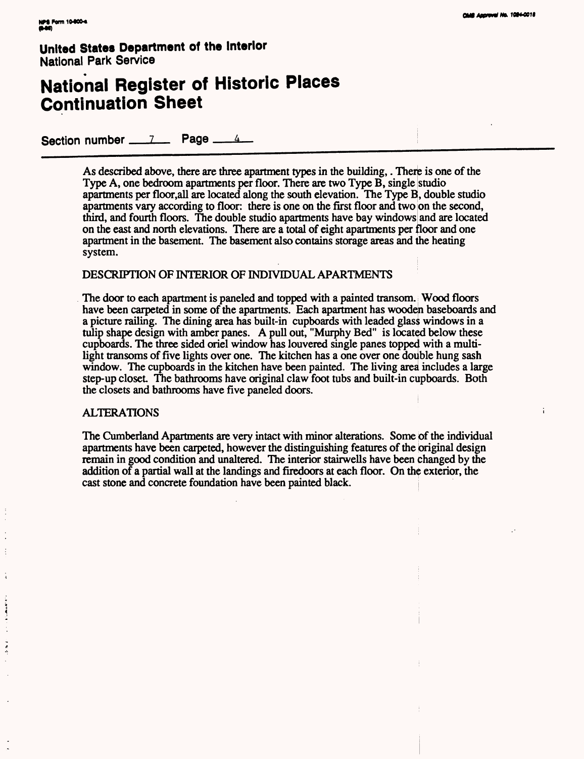United States Department of the Interior
National Park Service

# National Register of Historic Places Continuation Sheet

Section number 7 Page 4

As described above, there are three apartment types in the building, . There is one of the Type A, one bedroom apartments per floor. There are two Type B, single studio apartments per floor,all are located along the south elevation. The Type B, double studio apartments vary according to floor: there is one on the first floor and two on the second, third, and fourth floors. The double studio apartments have bay windows and are located on the east and north elevations. There are a total of eight apartments per floor and one apartment in the basement. The basement also contains storage areas and the heating system.

DESCRIPTION OF INTERIOR OF INDIVIDUAL APARTMENTS

The door to each apartment is paneled and topped with a painted transom. Wood floors have been carpeted in some of the apartments. Each apartment has wooden baseboards and a picture railing. The dining area has built-in cupboards with leaded glass windows in a tulip shape design with amber panes. A pull out, "Murphy Bed" is located below these cupboards. The three sided oriel window has louvered single panes topped with a multi-light transoms of five lights over one. The kitchen has a one over one double hung sash window. The cupboards in the kitchen have been painted. The living area includes a large step-up closet. The bathrooms have original claw foot tubs and built-in cupboards. Both the closets and bathrooms have five paneled doors.

ALTERATIONS

The Cumberland Apartments are very intact with minor alterations. Some of the individual apartments have been carpeted, however the distinguishing features of the original design remain in good condition and unaltered. The interior stairwells have been changed by the addition of a partial wall at the landings and firedoors at each floor. On the exterior, the cast stone and concrete foundation have been painted black.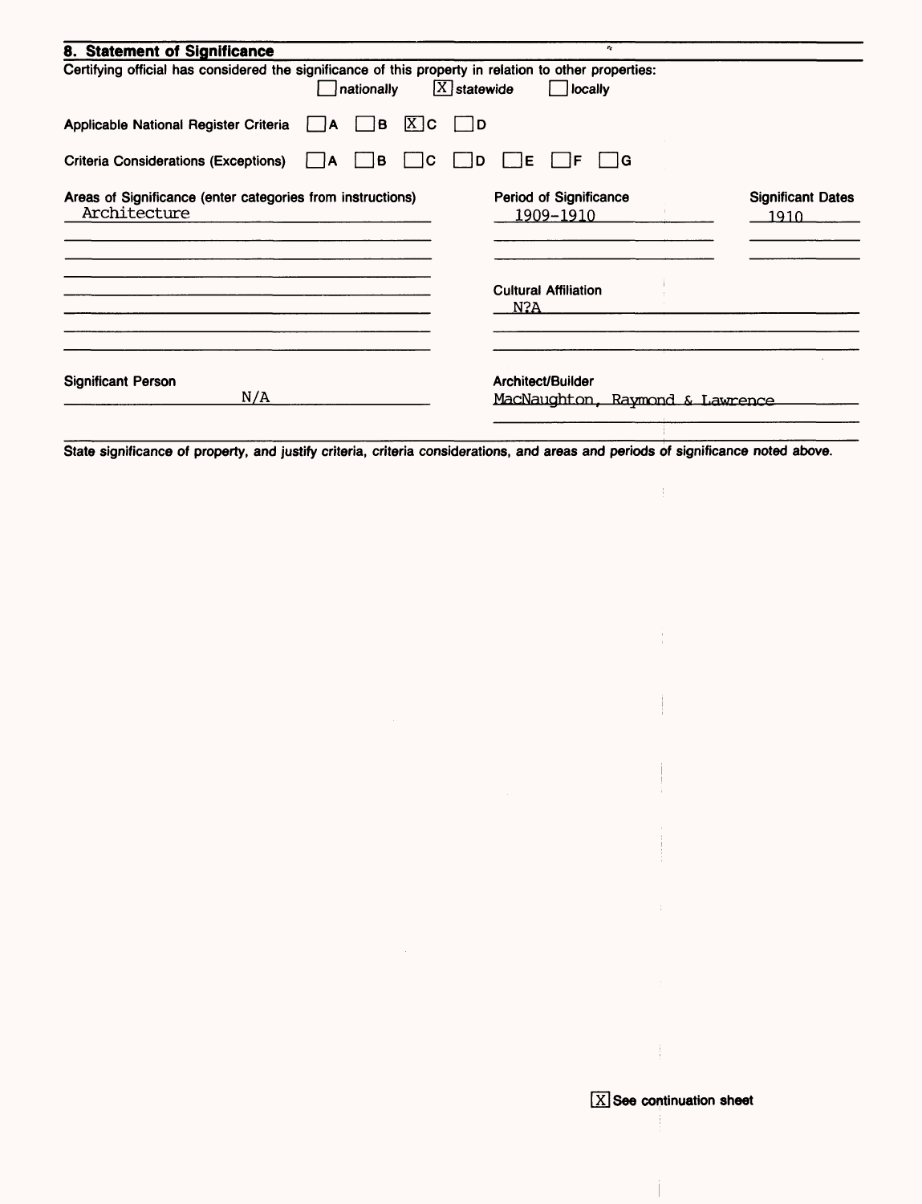## 8. Statement of Significance

Certifying official has considered the significance of this property in relation to other properties:

[ ] nationally [X] statewide [ ] locally

Applicable National Register Criteria [ ] A [ ] B [X] C [ ] D

Criteria Considerations (Exceptions) [ ] A [ ] B [ ] C [ ] D [ ] E [ ] F [ ] G

**Areas of Significance** (enter categories from instructions)
Architecture

**Period of Significance**
1909-1910

**Significant Dates**
1910

**Cultural Affiliation**
N?A

**Significant Person**
N/A

**Architect/Builder**
MacNaughton, Raymond & Lawrence

State significance of property, and justify criteria, criteria considerations, and areas and periods of significance noted above.

[X] See continuation sheet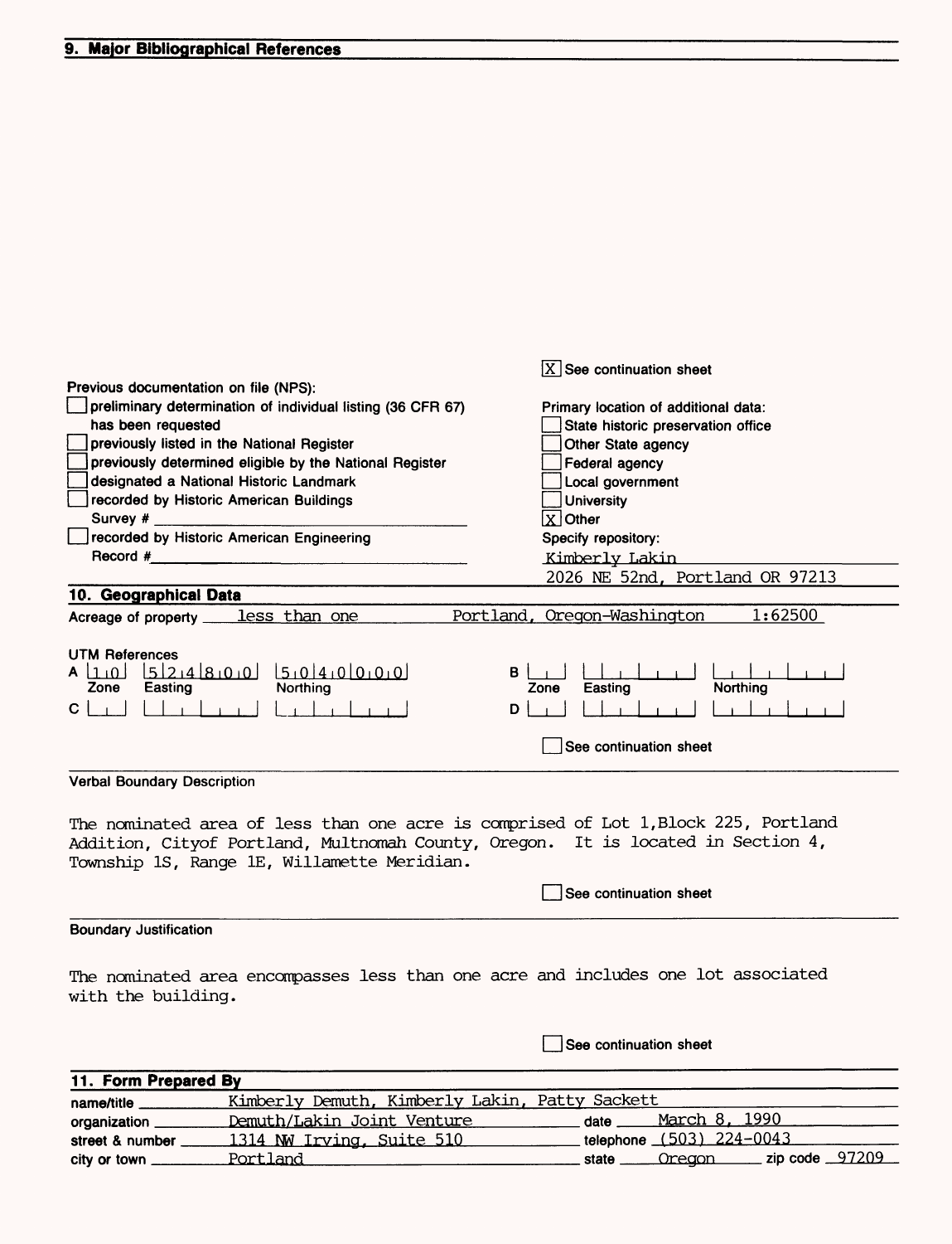## 9. Major Bibliographical References

[X] See continuation sheet

Previous documentation on file (NPS):

- [ ] preliminary determination of individual listing (36 CFR 67) has been requested
- [ ] previously listed in the National Register
- [ ] previously determined eligible by the National Register
- [ ] designated a National Historic Landmark
- [ ] recorded by Historic American Buildings Survey # ______
- [ ] recorded by Historic American Engineering Record # ______

Primary location of additional data:

- [ ] State historic preservation office
- [ ] Other State agency
- [ ] Federal agency
- [ ] Local government
- [ ] University
- [X] Other

Specify repository:
Kimberly Lakin
2026 NE 52nd, Portland OR 97213

## 10. Geographical Data

Acreage of property less than one    Portland, Oregon-Washington 1:62500

UTM References

| | Zone | Easting | Northing |
|---|---|---|---|
| A | 10 | 524800 | 5040000 |
| B | | | |
| C | | | |
| D | | | |

[ ] See continuation sheet

Verbal Boundary Description

The nominated area of less than one acre is comprised of Lot 1,Block 225, Portland Addition, Cityof Portland, Multnomah County, Oregon. It is located in Section 4, Township 1S, Range 1E, Willamette Meridian.

[ ] See continuation sheet

Boundary Justification

The nominated area encompasses less than one acre and includes one lot associated with the building.

[ ] See continuation sheet

## 11. Form Prepared By

name/title: Kimberly Demuth, Kimberly Lakin, Patty Sackett
organization: Demuth/Lakin Joint Venture    date: March 8, 1990
street & number: 1314 NW Irving, Suite 510    telephone: (503) 224-0043
city or town: Portland    state: Oregon    zip code: 97209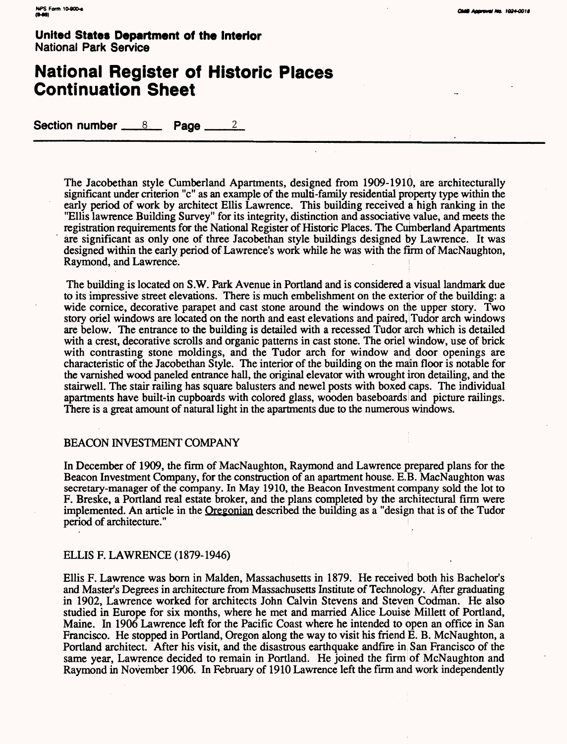**United States Department of the Interior**
National Park Service

# National Register of Historic Places Continuation Sheet

Section number 8 Page 2

The Jacobethan style Cumberland Apartments, designed from 1909-1910, are architecturally significant under criterion "c" as an example of the multi-family residential property type within the early period of work by architect Ellis Lawrence. This building received a high ranking in the "Ellis lawrence Building Survey" for its integrity, distinction and associative value, and meets the registration requirements for the National Register of Historic Places. The Cumberland Apartments are significant as only one of three Jacobethan style buildings designed by Lawrence. It was designed within the early period of Lawrence's work while he was with the firm of MacNaughton, Raymond, and Lawrence.

The building is located on S.W. Park Avenue in Portland and is considered a visual landmark due to its impressive street elevations. There is much embelishment on the exterior of the building: a wide cornice, decorative parapet and cast stone around the windows on the upper story. Two story oriel windows are located on the north and east elevations and paired, Tudor arch windows are below. The entrance to the building is detailed with a recessed Tudor arch which is detailed with a crest, decorative scrolls and organic patterns in cast stone. The oriel window, use of brick with contrasting stone moldings, and the Tudor arch for window and door openings are characteristic of the Jacobethan Style. The interior of the building on the main floor is notable for the varnished wood paneled entrance hall, the original elevator with wrought iron detailing, and the stairwell. The stair railing has square balusters and newel posts with boxed caps. The individual apartments have built-in cupboards with colored glass, wooden baseboards and picture railings. There is a great amount of natural light in the apartments due to the numerous windows.

BEACON INVESTMENT COMPANY

In December of 1909, the firm of MacNaughton, Raymond and Lawrence prepared plans for the Beacon Investment Company, for the construction of an apartment house. E.B. MacNaughton was secretary-manager of the company. In May 1910, the Beacon Investment company sold the lot to F. Breske, a Portland real estate broker, and the plans completed by the architectural firm were implemented. An article in the Oregonian described the building as a "design that is of the Tudor period of architecture."

ELLIS F. LAWRENCE (1879-1946)

Ellis F. Lawrence was born in Malden, Massachusetts in 1879. He received both his Bachelor's and Master's Degrees in architecture from Massachusetts Institute of Technology. After graduating in 1902, Lawrence worked for architects John Calvin Stevens and Steven Codman. He also studied in Europe for six months, where he met and married Alice Louise Millett of Portland, Maine. In 1906 Lawrence left for the Pacific Coast where he intended to open an office in San Francisco. He stopped in Portland, Oregon along the way to visit his friend E. B. McNaughton, a Portland architect. After his visit, and the disastrous earthquake andfire in San Francisco of the same year, Lawrence decided to remain in Portland. He joined the firm of McNaughton and Raymond in November 1906. In February of 1910 Lawrence left the firm and work independently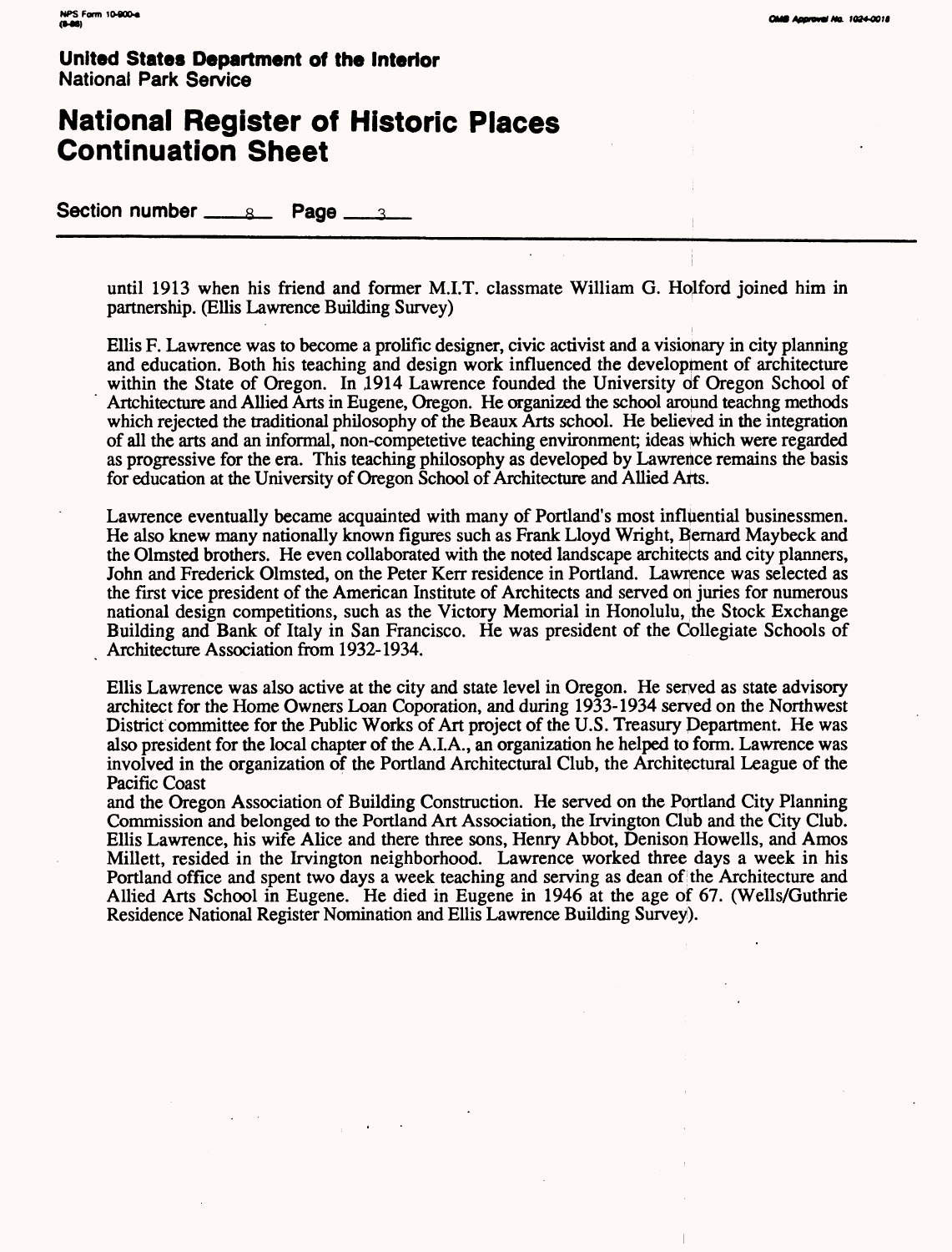**United States Department of the Interior**
National Park Service

# National Register of Historic Places Continuation Sheet

Section number 8 Page 3

until 1913 when his friend and former M.I.T. classmate William G. Holford joined him in partnership. (Ellis Lawrence Building Survey)

Ellis F. Lawrence was to become a prolific designer, civic activist and a visionary in city planning and education. Both his teaching and design work influenced the development of architecture within the State of Oregon. In 1914 Lawrence founded the University of Oregon School of Artchitecture and Allied Arts in Eugene, Oregon. He organized the school around teachng methods which rejected the traditional philosophy of the Beaux Arts school. He believed in the integration of all the arts and an informal, non-competetive teaching environment; ideas which were regarded as progressive for the era. This teaching philosophy as developed by Lawrence remains the basis for education at the University of Oregon School of Architecture and Allied Arts.

Lawrence eventually became acquainted with many of Portland's most influential businessmen. He also knew many nationally known figures such as Frank Lloyd Wright, Bernard Maybeck and the Olmsted brothers. He even collaborated with the noted landscape architects and city planners, John and Frederick Olmsted, on the Peter Kerr residence in Portland. Lawrence was selected as the first vice president of the American Institute of Architects and served on juries for numerous national design competitions, such as the Victory Memorial in Honolulu, the Stock Exchange Building and Bank of Italy in San Francisco. He was president of the Collegiate Schools of Architecture Association from 1932-1934.

Ellis Lawrence was also active at the city and state level in Oregon. He served as state advisory architect for the Home Owners Loan Coporation, and during 1933-1934 served on the Northwest District committee for the Public Works of Art project of the U.S. Treasury Department. He was also president for the local chapter of the A.I.A., an organization he helped to form. Lawrence was involved in the organization of the Portland Architectural Club, the Architectural League of the Pacific Coast
and the Oregon Association of Building Construction. He served on the Portland City Planning Commission and belonged to the Portland Art Association, the Irvington Club and the City Club. Ellis Lawrence, his wife Alice and there three sons, Henry Abbot, Denison Howells, and Amos Millett, resided in the Irvington neighborhood. Lawrence worked three days a week in his Portland office and spent two days a week teaching and serving as dean of the Architecture and Allied Arts School in Eugene. He died in Eugene in 1946 at the age of 67. (Wells/Guthrie Residence National Register Nomination and Ellis Lawrence Building Survey).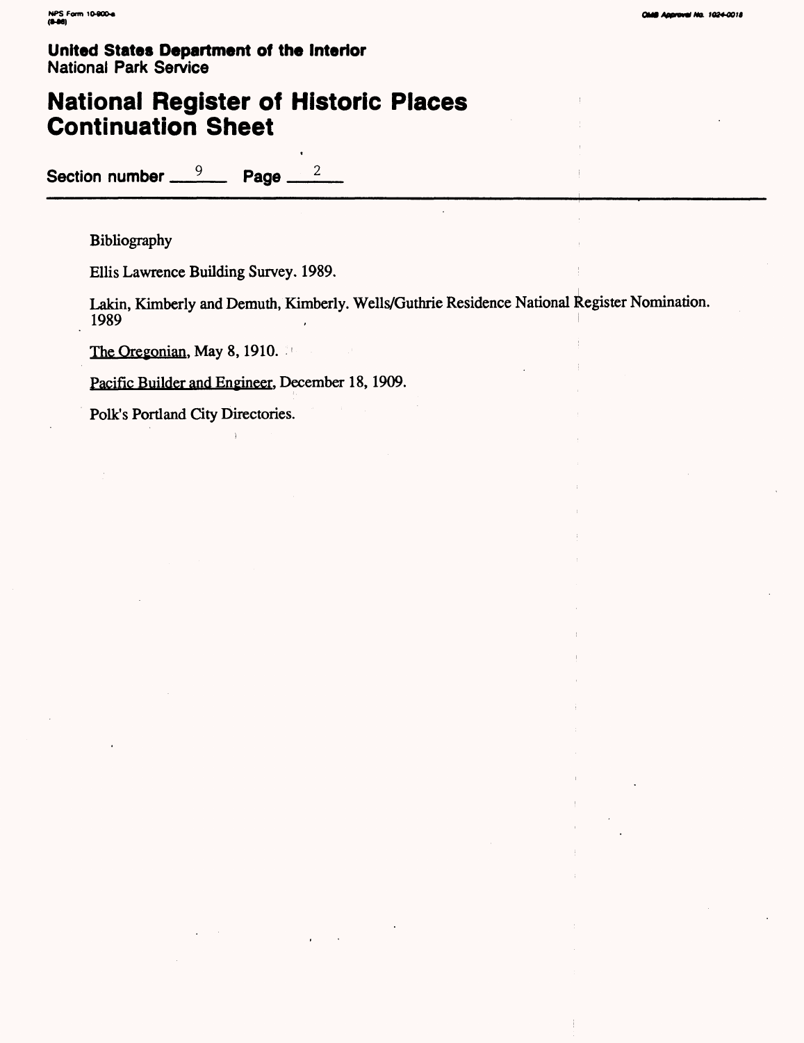United States Department of the Interior
National Park Service

# National Register of Historic Places Continuation Sheet

Section number 9 Page 2

Bibliography

Ellis Lawrence Building Survey. 1989.

Lakin, Kimberly and Demuth, Kimberly. Wells/Guthrie Residence National Register Nomination. 1989

The Oregonian, May 8, 1910.

Pacific Builder and Engineer, December 18, 1909.

Polk's Portland City Directories.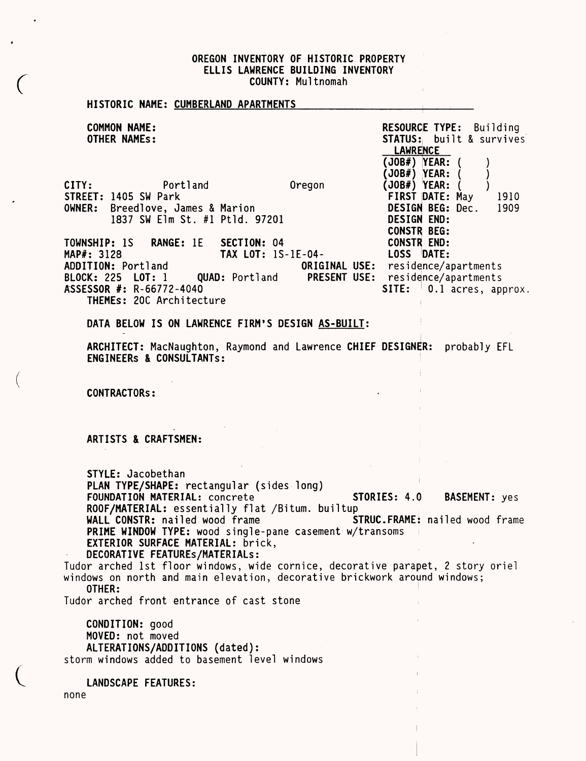**OREGON INVENTORY OF HISTORIC PROPERTY**
**ELLIS LAWRENCE BUILDING INVENTORY**
**COUNTY:** Multnomah

**HISTORIC NAME:** CUMBERLAND APARTMENTS

**COMMON NAME:**
**OTHER NAMEs:**

**RESOURCE TYPE:** Building
**STATUS:** built & survives

**LAWRENCE**
(JOB#) YEAR: (   )
(JOB#) YEAR: (   )
(JOB#) YEAR: (   )
**FIRST DATE:** May 1910
**DESIGN BEG:** Dec. 1909
**DESIGN END:**
**CONSTR BEG:**
**CONSTR END:**
**LOSS DATE:**

**CITY:** Portland Oregon
**STREET:** 1405 SW Park
**OWNER:** Breedlove, James & Marion
1837 SW Elm St. #1 Ptld. 97201

**TOWNSHIP:** 1S **RANGE:** 1E **SECTION:** 04
**MAP#:** 3128 **TAX LOT:** 1S-1E-04-
**ADDITION:** Portland **ORIGINAL USE:** residence/apartments
**BLOCK:** 225 **LOT:** 1 **QUAD:** Portland **PRESENT USE:** residence/apartments
**ASSESSOR #:** R-66772-4040 **SITE:** 0.1 acres, approx.
**THEMEs:** 20C Architecture

**DATA BELOW IS ON LAWRENCE FIRM'S DESIGN AS-BUILT:**

**ARCHITECT:** MacNaughton, Raymond and Lawrence **CHIEF DESIGNER:** probably EFL
**ENGINEERs & CONSULTANTs:**

**CONTRACTORs:**

**ARTISTS & CRAFTSMEN:**

**STYLE:** Jacobethan
**PLAN TYPE/SHAPE:** rectangular (sides long)
**FOUNDATION MATERIAL:** concrete **STORIES:** 4.0 **BASEMENT:** yes
**ROOF/MATERIAL:** essentially flat /Bitum. builtup
**WALL CONSTR:** nailed wood frame **STRUC.FRAME:** nailed wood frame
**PRIME WINDOW TYPE:** wood single-pane casement w/transoms
**EXTERIOR SURFACE MATERIAL:** brick,
**DECORATIVE FEATUREs/MATERIALs:**
Tudor arched 1st floor windows, wide cornice, decorative parapet, 2 story oriel windows on north and main elevation, decorative brickwork around windows;
**OTHER:**
Tudor arched front entrance of cast stone

**CONDITION:** good
**MOVED:** not moved
**ALTERATIONS/ADDITIONS (dated):**
storm windows added to basement level windows

**LANDSCAPE FEATURES:**
none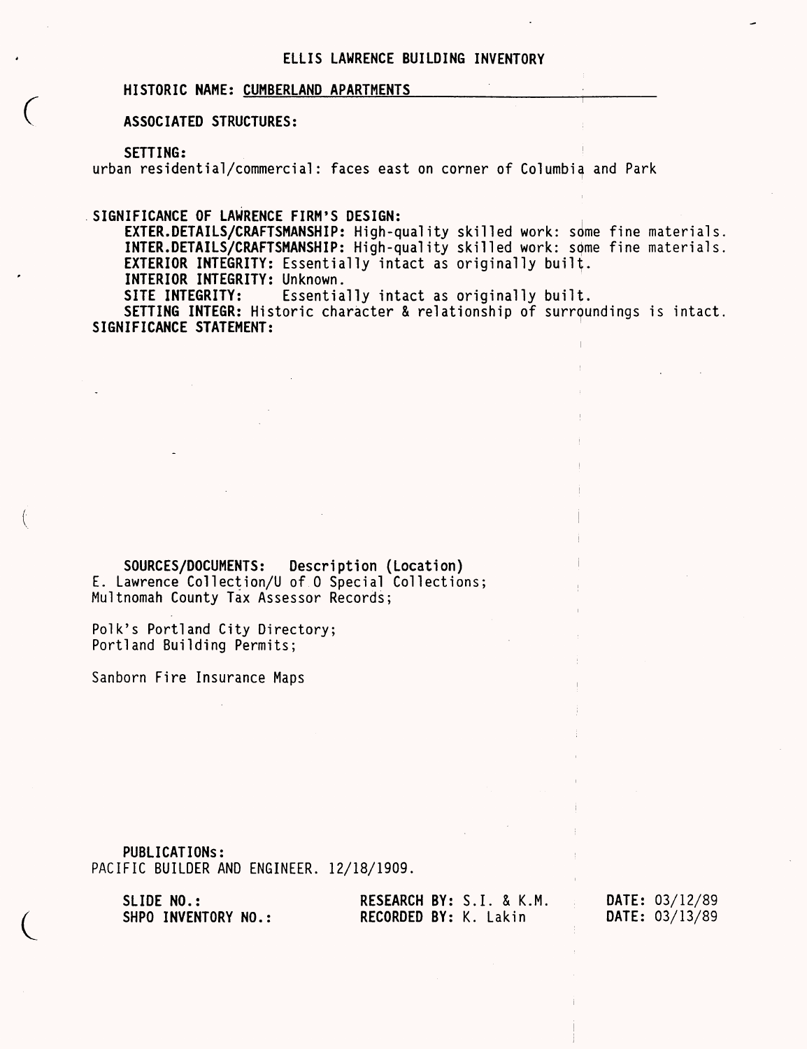# ELLIS LAWRENCE BUILDING INVENTORY

**HISTORIC NAME:** CUMBERLAND APARTMENTS

**ASSOCIATED STRUCTURES:**

**SETTING:**
urban residential/commercial: faces east on corner of Columbia and Park

**SIGNIFICANCE OF LAWRENCE FIRM'S DESIGN:**

**EXTER.DETAILS/CRAFTSMANSHIP:** High-quality skilled work: some fine materials.
**INTER.DETAILS/CRAFTSMANSHIP:** High-quality skilled work: some fine materials.
**EXTERIOR INTEGRITY:** Essentially intact as originally built.
**INTERIOR INTEGRITY:** Unknown.
**SITE INTEGRITY:** Essentially intact as originally built.
**SETTING INTEGR:** Historic character & relationship of surroundings is intact.

**SIGNIFICANCE STATEMENT:**

**SOURCES/DOCUMENTS: Description (Location)**
E. Lawrence Collection/U of O Special Collections;
Multnomah County Tax Assessor Records;

Polk's Portland City Directory;
Portland Building Permits;

Sanborn Fire Insurance Maps

**PUBLICATIONs:**
PACIFIC BUILDER AND ENGINEER. 12/18/1909.

| | | |
|---|---|---|
| **SLIDE NO.:** | **RESEARCH BY:** S.I. & K.M. | **DATE:** 03/12/89 |
| **SHPO INVENTORY NO.:** | **RECORDED BY:** K. Lakin | **DATE:** 03/13/89 |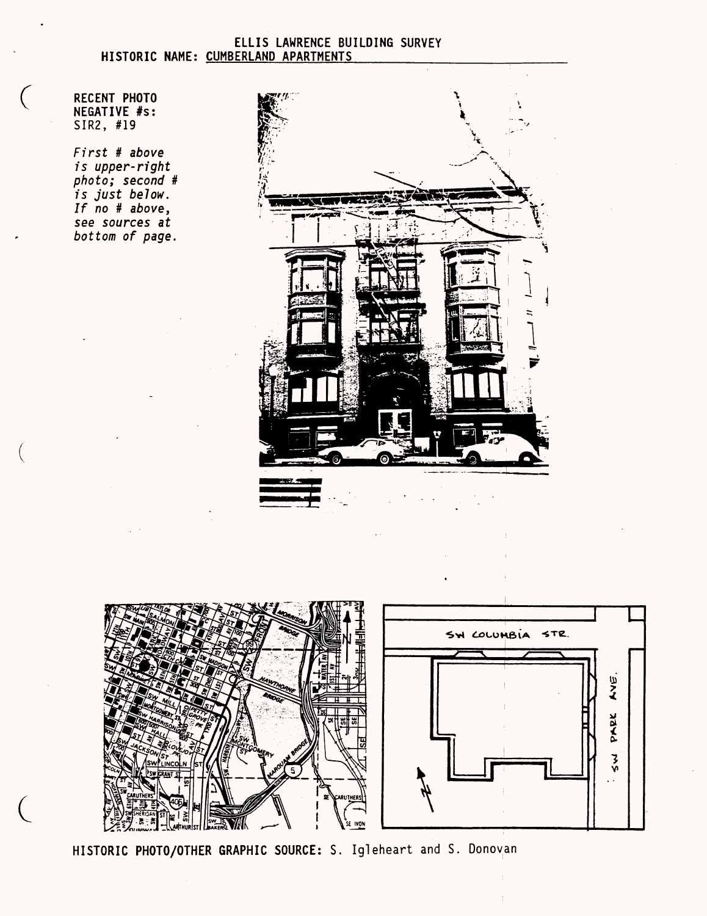ELLIS LAWRENCE BUILDING SURVEY

HISTORIC NAME: CUMBERLAND APARTMENTS

RECENT PHOTO NEGATIVE #s:
SIR2, #19

*First # above is upper-right photo; second # is just below. If no # above, see sources at bottom of page.*

SW COLUMBIA STR.

SW PARK AVE.

HISTORIC PHOTO/OTHER GRAPHIC SOURCE: S. Igleheart and S. Donovan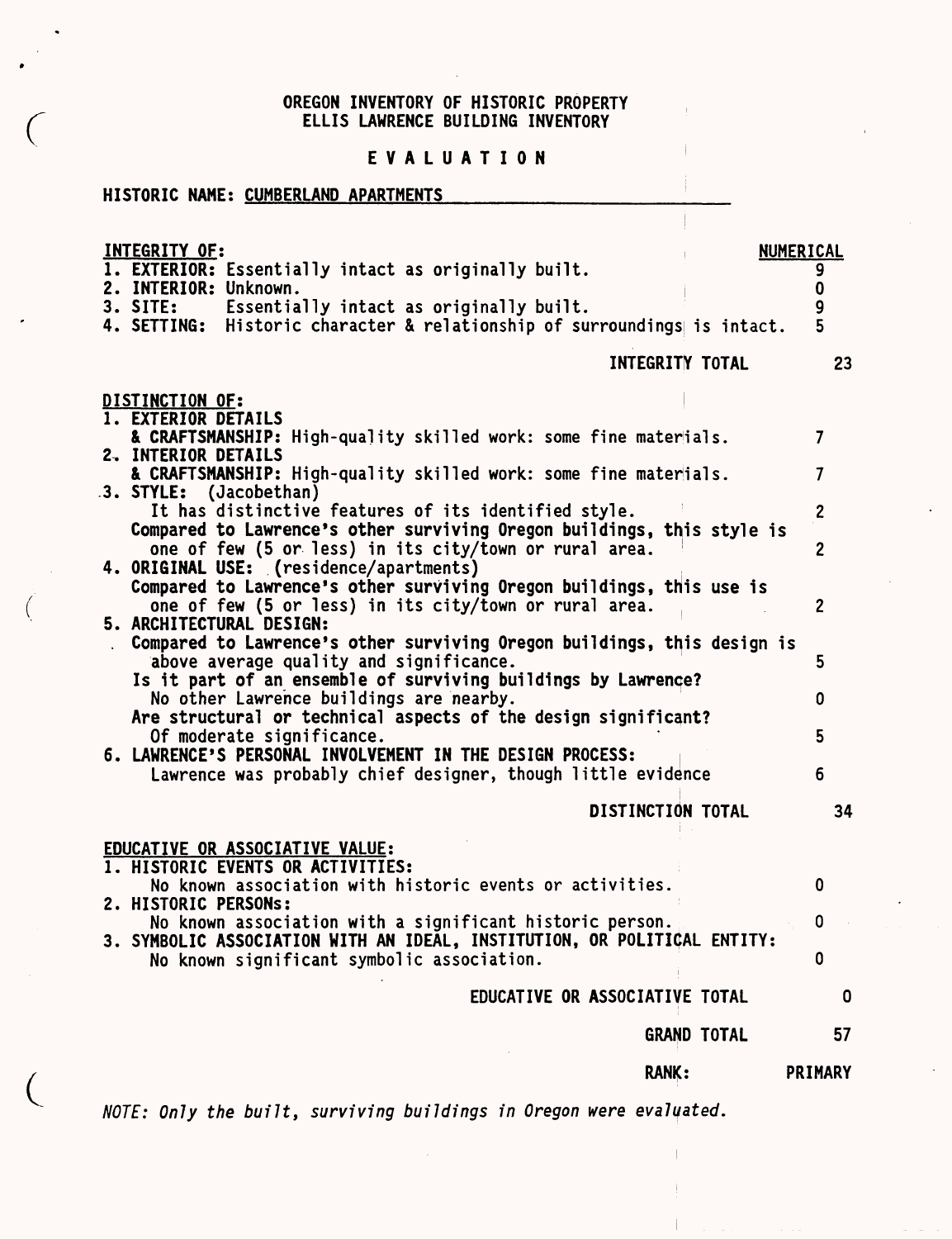# OREGON INVENTORY OF HISTORIC PROPERTY
## ELLIS LAWRENCE BUILDING INVENTORY

## E V A L U A T I O N

**HISTORIC NAME:** CUMBERLAND APARTMENTS

| INTEGRITY OF: | NUMERICAL |
|---|---|
| 1. EXTERIOR: Essentially intact as originally built. | 9 |
| 2. INTERIOR: Unknown. | 0 |
| 3. SITE: Essentially intact as originally built. | 9 |
| 4. SETTING: Historic character & relationship of surroundings is intact. | 5 |
| **INTEGRITY TOTAL** | 23 |

| DISTINCTION OF: | |
|---|---|
| 1. EXTERIOR DETAILS & CRAFTSMANSHIP: High-quality skilled work: some fine materials. | 7 |
| 2. INTERIOR DETAILS & CRAFTSMANSHIP: High-quality skilled work: some fine materials. | 7 |
| 3. STYLE: (Jacobethan) | |
| It has distinctive features of its identified style. | 2 |
| Compared to Lawrence's other surviving Oregon buildings, this style is one of few (5 or less) in its city/town or rural area. | 2 |
| 4. ORIGINAL USE: (residence/apartments) | |
| Compared to Lawrence's other surviving Oregon buildings, this use is one of few (5 or less) in its city/town or rural area. | 2 |
| 5. ARCHITECTURAL DESIGN: | |
| Compared to Lawrence's other surviving Oregon buildings, this design is above average quality and significance. | 5 |
| Is it part of an ensemble of surviving buildings by Lawrence? No other Lawrence buildings are nearby. | 0 |
| Are structural or technical aspects of the design significant? Of moderate significance. | 5 |
| 6. LAWRENCE'S PERSONAL INVOLVEMENT IN THE DESIGN PROCESS: Lawrence was probably chief designer, though little evidence | 6 |
| **DISTINCTION TOTAL** | 34 |

| EDUCATIVE OR ASSOCIATIVE VALUE: | |
|---|---|
| 1. HISTORIC EVENTS OR ACTIVITIES: No known association with historic events or activities. | 0 |
| 2. HISTORIC PERSONS: No known association with a significant historic person. | 0 |
| 3. SYMBOLIC ASSOCIATION WITH AN IDEAL, INSTITUTION, OR POLITICAL ENTITY: No known significant symbolic association. | 0 |
| **EDUCATIVE OR ASSOCIATIVE TOTAL** | 0 |

**GRAND TOTAL** 57

**RANK:** PRIMARY

*NOTE: Only the built, surviving buildings in Oregon were evaluated.*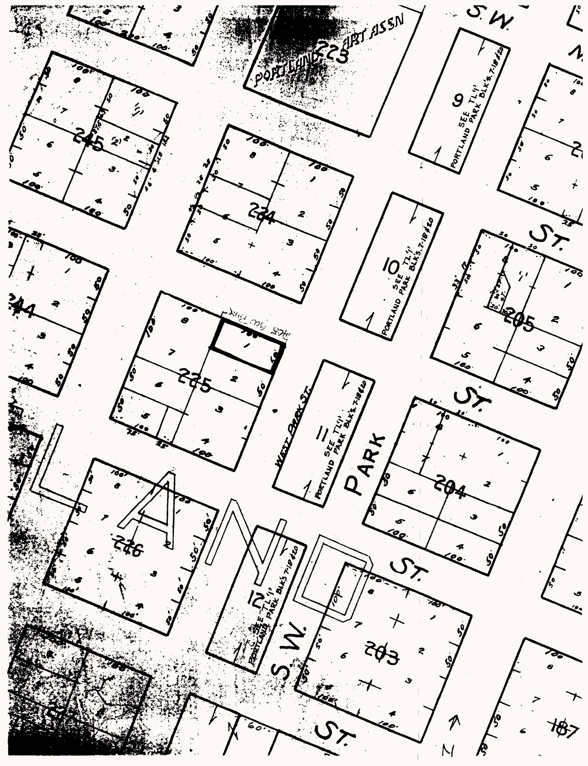S.W.

PORTLAND ART ASSN

223

9
SEE TL 1
PORTLAND PARK BLK'S. 7-18 & 20

10
SEE TL 1
PORTLAND PARK BLK'S. 7-18 & 20

11
SEE TL 1
PORTLAND PARK BLK'S. 7-18 & 20

12
SEE TL 1
PORTLAND PARK BLK'S. 7-18 & 20

WEST PARK ST.

PARK

ST.

ST.

ST.

S.W.

ST.

245

244

224

225

226

205

204

203

187

LAND